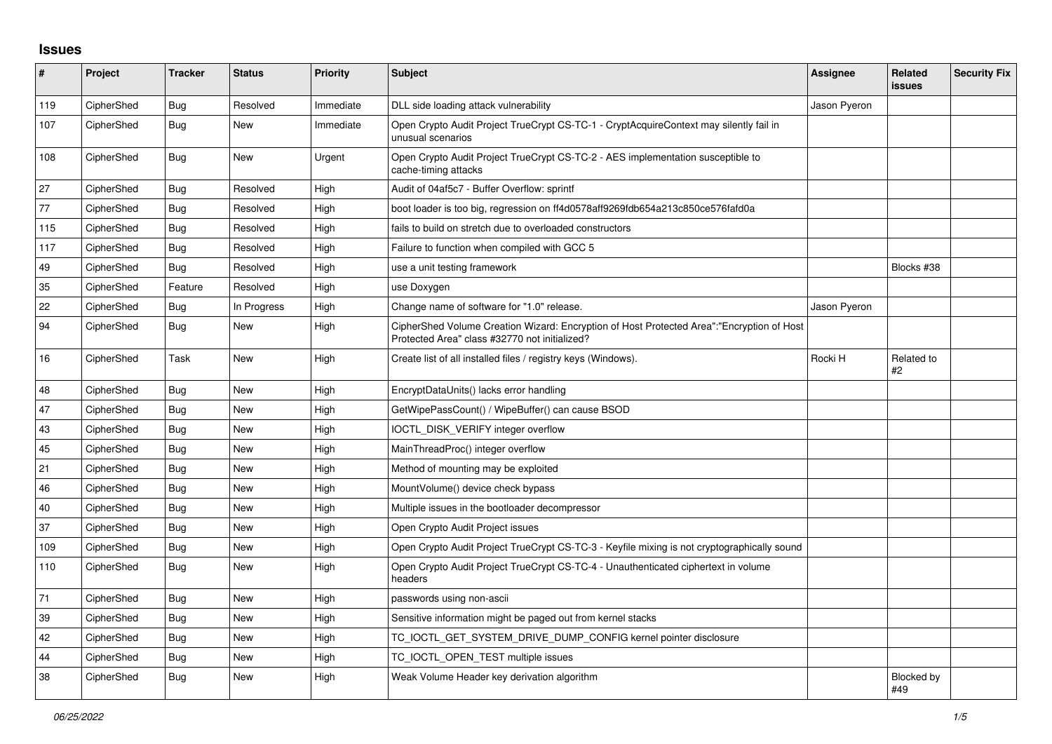# Issues

| # | Project | Tracker | Status | Priority | Subject | Assignee | Related issues | Security Fix |
|---|---|---|---|---|---|---|---|---|
| 119 | CipherShed | Bug | Resolved | Immediate | DLL side loading attack vulnerability | Jason Pyeron | | |
| 107 | CipherShed | Bug | New | Immediate | Open Crypto Audit Project TrueCrypt CS-TC-1 - CryptAcquireContext may silently fail in unusual scenarios | | | |
| 108 | CipherShed | Bug | New | Urgent | Open Crypto Audit Project TrueCrypt CS-TC-2 - AES implementation susceptible to cache-timing attacks | | | |
| 27 | CipherShed | Bug | Resolved | High | Audit of 04af5c7 - Buffer Overflow: sprintf | | | |
| 77 | CipherShed | Bug | Resolved | High | boot loader is too big, regression on ff4d0578aff9269fdb654a213c850ce576fafd0a | | | |
| 115 | CipherShed | Bug | Resolved | High | fails to build on stretch due to overloaded constructors | | | |
| 117 | CipherShed | Bug | Resolved | High | Failure to function when compiled with GCC 5 | | | |
| 49 | CipherShed | Bug | Resolved | High | use a unit testing framework | | Blocks #38 | |
| 35 | CipherShed | Feature | Resolved | High | use Doxygen | | | |
| 22 | CipherShed | Bug | In Progress | High | Change name of software for "1.0" release. | Jason Pyeron | | |
| 94 | CipherShed | Bug | New | High | CipherShed Volume Creation Wizard: Encryption of Host Protected Area":"Encryption of Host Protected Area" class #32770 not initialized? | | | |
| 16 | CipherShed | Task | New | High | Create list of all installed files / registry keys (Windows). | Rocki H | Related to #2 | |
| 48 | CipherShed | Bug | New | High | EncryptDataUnits() lacks error handling | | | |
| 47 | CipherShed | Bug | New | High | GetWipePassCount() / WipeBuffer() can cause BSOD | | | |
| 43 | CipherShed | Bug | New | High | IOCTL_DISK_VERIFY integer overflow | | | |
| 45 | CipherShed | Bug | New | High | MainThreadProc() integer overflow | | | |
| 21 | CipherShed | Bug | New | High | Method of mounting may be exploited | | | |
| 46 | CipherShed | Bug | New | High | MountVolume() device check bypass | | | |
| 40 | CipherShed | Bug | New | High | Multiple issues in the bootloader decompressor | | | |
| 37 | CipherShed | Bug | New | High | Open Crypto Audit Project issues | | | |
| 109 | CipherShed | Bug | New | High | Open Crypto Audit Project TrueCrypt CS-TC-3 - Keyfile mixing is not cryptographically sound | | | |
| 110 | CipherShed | Bug | New | High | Open Crypto Audit Project TrueCrypt CS-TC-4 - Unauthenticated ciphertext in volume headers | | | |
| 71 | CipherShed | Bug | New | High | passwords using non-ascii | | | |
| 39 | CipherShed | Bug | New | High | Sensitive information might be paged out from kernel stacks | | | |
| 42 | CipherShed | Bug | New | High | TC_IOCTL_GET_SYSTEM_DRIVE_DUMP_CONFIG kernel pointer disclosure | | | |
| 44 | CipherShed | Bug | New | High | TC_IOCTL_OPEN_TEST multiple issues | | | |
| 38 | CipherShed | Bug | New | High | Weak Volume Header key derivation algorithm | | Blocked by #49 | |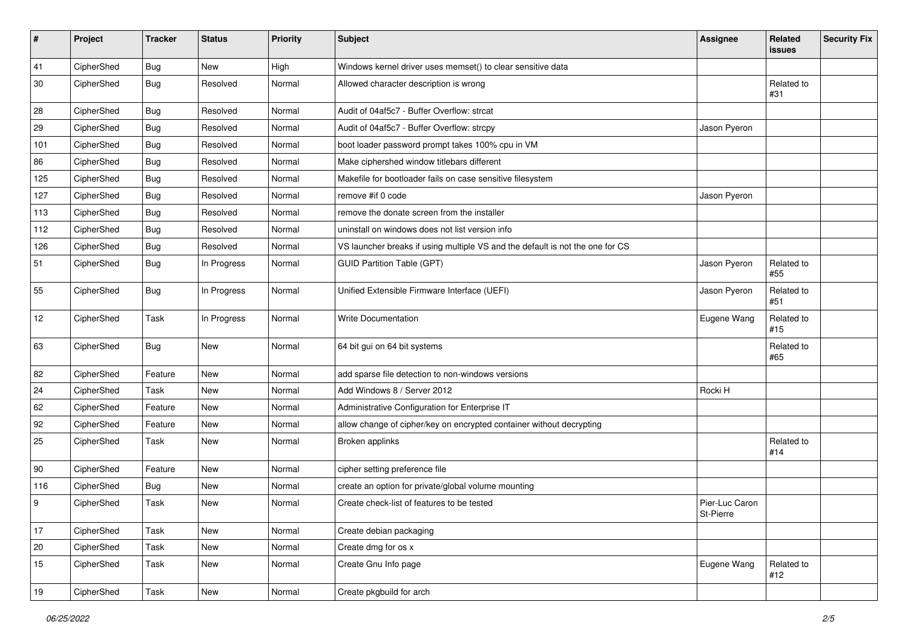| # | Project | Tracker | Status | Priority | Subject | Assignee | Related issues | Security Fix |
|---|---|---|---|---|---|---|---|---|
| 41 | CipherShed | Bug | New | High | Windows kernel driver uses memset() to clear sensitive data | | | |
| 30 | CipherShed | Bug | Resolved | Normal | Allowed character description is wrong | | Related to #31 | |
| 28 | CipherShed | Bug | Resolved | Normal | Audit of 04af5c7 - Buffer Overflow: strcat | | | |
| 29 | CipherShed | Bug | Resolved | Normal | Audit of 04af5c7 - Buffer Overflow: strcpy | Jason Pyeron | | |
| 101 | CipherShed | Bug | Resolved | Normal | boot loader password prompt takes 100% cpu in VM | | | |
| 86 | CipherShed | Bug | Resolved | Normal | Make ciphershed window titlebars different | | | |
| 125 | CipherShed | Bug | Resolved | Normal | Makefile for bootloader fails on case sensitive filesystem | | | |
| 127 | CipherShed | Bug | Resolved | Normal | remove #if 0 code | Jason Pyeron | | |
| 113 | CipherShed | Bug | Resolved | Normal | remove the donate screen from the installer | | | |
| 112 | CipherShed | Bug | Resolved | Normal | uninstall on windows does not list version info | | | |
| 126 | CipherShed | Bug | Resolved | Normal | VS launcher breaks if using multiple VS and the default is not the one for CS | | | |
| 51 | CipherShed | Bug | In Progress | Normal | GUID Partition Table (GPT) | Jason Pyeron | Related to #55 | |
| 55 | CipherShed | Bug | In Progress | Normal | Unified Extensible Firmware Interface (UEFI) | Jason Pyeron | Related to #51 | |
| 12 | CipherShed | Task | In Progress | Normal | Write Documentation | Eugene Wang | Related to #15 | |
| 63 | CipherShed | Bug | New | Normal | 64 bit gui on 64 bit systems | | Related to #65 | |
| 82 | CipherShed | Feature | New | Normal | add sparse file detection to non-windows versions | | | |
| 24 | CipherShed | Task | New | Normal | Add Windows 8 / Server 2012 | Rocki H | | |
| 62 | CipherShed | Feature | New | Normal | Administrative Configuration for Enterprise IT | | | |
| 92 | CipherShed | Feature | New | Normal | allow change of cipher/key on encrypted container without decrypting | | | |
| 25 | CipherShed | Task | New | Normal | Broken applinks | | Related to #14 | |
| 90 | CipherShed | Feature | New | Normal | cipher setting preference file | | | |
| 116 | CipherShed | Bug | New | Normal | create an option for private/global volume mounting | | | |
| 9 | CipherShed | Task | New | Normal | Create check-list of features to be tested | Pier-Luc Caron St-Pierre | | |
| 17 | CipherShed | Task | New | Normal | Create debian packaging | | | |
| 20 | CipherShed | Task | New | Normal | Create dmg for os x | | | |
| 15 | CipherShed | Task | New | Normal | Create Gnu Info page | Eugene Wang | Related to #12 | |
| 19 | CipherShed | Task | New | Normal | Create pkgbuild for arch | | | |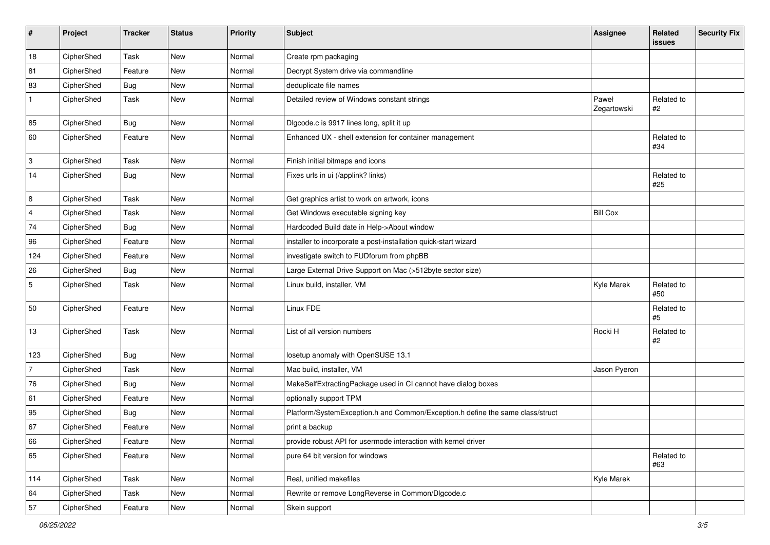| # | Project | Tracker | Status | Priority | Subject | Assignee | Related issues | Security Fix |
|---|---|---|---|---|---|---|---|---|
| 18 | CipherShed | Task | New | Normal | Create rpm packaging | | | |
| 81 | CipherShed | Feature | New | Normal | Decrypt System drive via commandline | | | |
| 83 | CipherShed | Bug | New | Normal | deduplicate file names | | | |
| 1 | CipherShed | Task | New | Normal | Detailed review of Windows constant strings | Paweł Zegartowski | Related to #2 | |
| 85 | CipherShed | Bug | New | Normal | Dlgcode.c is 9917 lines long, split it up | | | |
| 60 | CipherShed | Feature | New | Normal | Enhanced UX - shell extension for container management | | Related to #34 | |
| 3 | CipherShed | Task | New | Normal | Finish initial bitmaps and icons | | | |
| 14 | CipherShed | Bug | New | Normal | Fixes urls in ui (/applink? links) | | Related to #25 | |
| 8 | CipherShed | Task | New | Normal | Get graphics artist to work on artwork, icons | | | |
| 4 | CipherShed | Task | New | Normal | Get Windows executable signing key | Bill Cox | | |
| 74 | CipherShed | Bug | New | Normal | Hardcoded Build date in Help->About window | | | |
| 96 | CipherShed | Feature | New | Normal | installer to incorporate a post-installation quick-start wizard | | | |
| 124 | CipherShed | Feature | New | Normal | investigate switch to FUDforum from phpBB | | | |
| 26 | CipherShed | Bug | New | Normal | Large External Drive Support on Mac (>512byte sector size) | | | |
| 5 | CipherShed | Task | New | Normal | Linux build, installer, VM | Kyle Marek | Related to #50 | |
| 50 | CipherShed | Feature | New | Normal | Linux FDE | | Related to #5 | |
| 13 | CipherShed | Task | New | Normal | List of all version numbers | Rocki H | Related to #2 | |
| 123 | CipherShed | Bug | New | Normal | losetup anomaly with OpenSUSE 13.1 | | | |
| 7 | CipherShed | Task | New | Normal | Mac build, installer, VM | Jason Pyeron | | |
| 76 | CipherShed | Bug | New | Normal | MakeSelfExtractingPackage used in CI cannot have dialog boxes | | | |
| 61 | CipherShed | Feature | New | Normal | optionally support TPM | | | |
| 95 | CipherShed | Bug | New | Normal | Platform/SystemException.h and Common/Exception.h define the same class/struct | | | |
| 67 | CipherShed | Feature | New | Normal | print a backup | | | |
| 66 | CipherShed | Feature | New | Normal | provide robust API for usermode interaction with kernel driver | | | |
| 65 | CipherShed | Feature | New | Normal | pure 64 bit version for windows | | Related to #63 | |
| 114 | CipherShed | Task | New | Normal | Real, unified makefiles | Kyle Marek | | |
| 64 | CipherShed | Task | New | Normal | Rewrite or remove LongReverse in Common/Dlgcode.c | | | |
| 57 | CipherShed | Feature | New | Normal | Skein support | | | |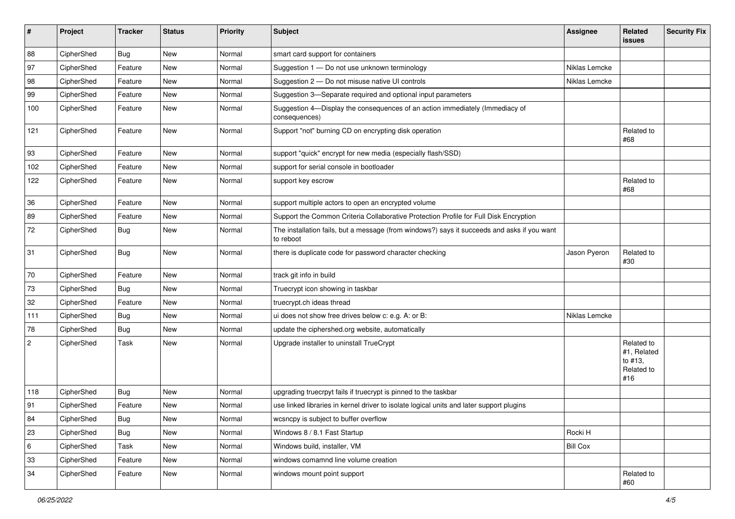| # | Project | Tracker | Status | Priority | Subject | Assignee | Related issues | Security Fix |
|---|---|---|---|---|---|---|---|---|
| 88 | CipherShed | Bug | New | Normal | smart card support for containers | | | |
| 97 | CipherShed | Feature | New | Normal | Suggestion 1 — Do not use unknown terminology | Niklas Lemcke | | |
| 98 | CipherShed | Feature | New | Normal | Suggestion 2 — Do not misuse native UI controls | Niklas Lemcke | | |
| 99 | CipherShed | Feature | New | Normal | Suggestion 3—Separate required and optional input parameters | | | |
| 100 | CipherShed | Feature | New | Normal | Suggestion 4—Display the consequences of an action immediately (Immediacy of consequences) | | | |
| 121 | CipherShed | Feature | New | Normal | Support "not" burning CD on encrypting disk operation | | Related to #68 | |
| 93 | CipherShed | Feature | New | Normal | support "quick" encrypt for new media (especially flash/SSD) | | | |
| 102 | CipherShed | Feature | New | Normal | support for serial console in bootloader | | | |
| 122 | CipherShed | Feature | New | Normal | support key escrow | | Related to #68 | |
| 36 | CipherShed | Feature | New | Normal | support multiple actors to open an encrypted volume | | | |
| 89 | CipherShed | Feature | New | Normal | Support the Common Criteria Collaborative Protection Profile for Full Disk Encryption | | | |
| 72 | CipherShed | Bug | New | Normal | The installation fails, but a message (from windows?) says it succeeds and asks if you want to reboot | | | |
| 31 | CipherShed | Bug | New | Normal | there is duplicate code for password character checking | Jason Pyeron | Related to #30 | |
| 70 | CipherShed | Feature | New | Normal | track git info in build | | | |
| 73 | CipherShed | Bug | New | Normal | Truecrypt icon showing in taskbar | | | |
| 32 | CipherShed | Feature | New | Normal | truecrypt.ch ideas thread | | | |
| 111 | CipherShed | Bug | New | Normal | ui does not show free drives below c: e.g. A: or B: | Niklas Lemcke | | |
| 78 | CipherShed | Bug | New | Normal | update the ciphershed.org website, automatically | | | |
| 2 | CipherShed | Task | New | Normal | Upgrade installer to uninstall TrueCrypt | | Related to #1, Related to #13, Related to #16 | |
| 118 | CipherShed | Bug | New | Normal | upgrading truecrpyt fails if truecrypt is pinned to the taskbar | | | |
| 91 | CipherShed | Feature | New | Normal | use linked libraries in kernel driver to isolate logical units and later support plugins | | | |
| 84 | CipherShed | Bug | New | Normal | wcsncpy is subject to buffer overflow | | | |
| 23 | CipherShed | Bug | New | Normal | Windows 8 / 8.1 Fast Startup | Rocki H | | |
| 6 | CipherShed | Task | New | Normal | Windows build, installer, VM | Bill Cox | | |
| 33 | CipherShed | Feature | New | Normal | windows comamnd line volume creation | | | |
| 34 | CipherShed | Feature | New | Normal | windows mount point support | | Related to #60 | |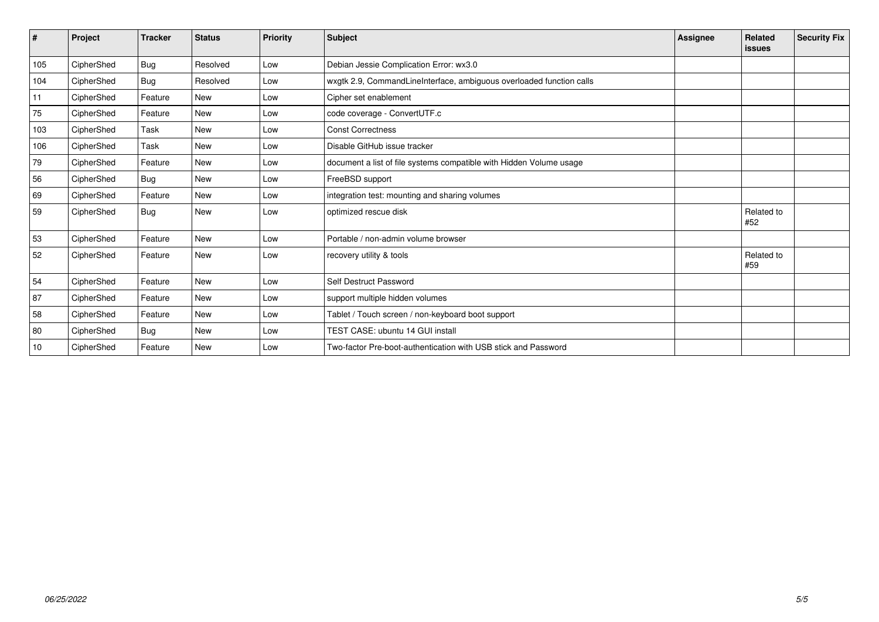| # | Project | Tracker | Status | Priority | Subject | Assignee | Related issues | Security Fix |
|---|---|---|---|---|---|---|---|---|
| 105 | CipherShed | Bug | Resolved | Low | Debian Jessie Complication Error: wx3.0 | | | |
| 104 | CipherShed | Bug | Resolved | Low | wxgtk 2.9, CommandLineInterface, ambiguous overloaded function calls | | | |
| 11 | CipherShed | Feature | New | Low | Cipher set enablement | | | |
| 75 | CipherShed | Feature | New | Low | code coverage - ConvertUTF.c | | | |
| 103 | CipherShed | Task | New | Low | Const Correctness | | | |
| 106 | CipherShed | Task | New | Low | Disable GitHub issue tracker | | | |
| 79 | CipherShed | Feature | New | Low | document a list of file systems compatible with Hidden Volume usage | | | |
| 56 | CipherShed | Bug | New | Low | FreeBSD support | | | |
| 69 | CipherShed | Feature | New | Low | integration test: mounting and sharing volumes | | | |
| 59 | CipherShed | Bug | New | Low | optimized rescue disk | | Related to #52 | |
| 53 | CipherShed | Feature | New | Low | Portable / non-admin volume browser | | | |
| 52 | CipherShed | Feature | New | Low | recovery utility & tools | | Related to #59 | |
| 54 | CipherShed | Feature | New | Low | Self Destruct Password | | | |
| 87 | CipherShed | Feature | New | Low | support multiple hidden volumes | | | |
| 58 | CipherShed | Feature | New | Low | Tablet / Touch screen / non-keyboard boot support | | | |
| 80 | CipherShed | Bug | New | Low | TEST CASE: ubuntu 14 GUI install | | | |
| 10 | CipherShed | Feature | New | Low | Two-factor Pre-boot-authentication with USB stick and Password | | | |